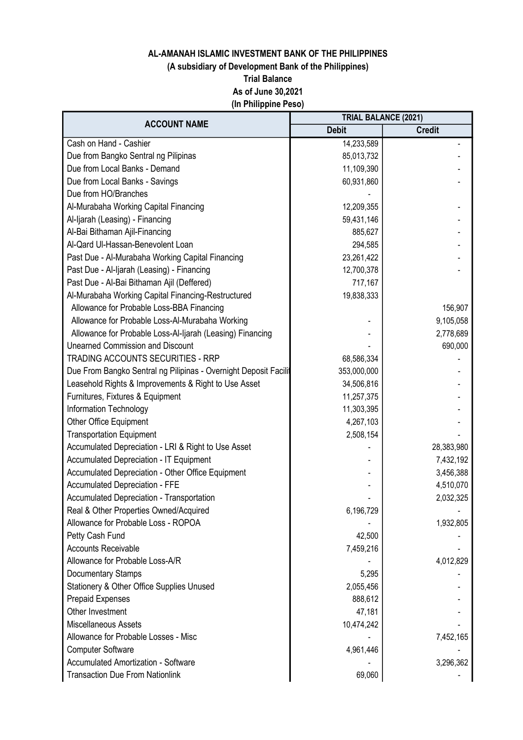**AL-AMANAH ISLAMIC INVESTMENT BANK OF THE PHILIPPINES**

**(A subsidiary of Development Bank of the Philippines)**

**Trial Balance**

**As of June 30,2021**

**(In Philippine Peso)**

| ACCOUNT NAME | TRIAL BALANCE (2021) | |
|---|---|---|
| | Debit | Credit |
| Cash on Hand - Cashier | 14,233,589 | - |
| Due from Bangko Sentral ng Pilipinas | 85,013,732 | - |
| Due from Local Banks - Demand | 11,109,390 | - |
| Due from Local Banks - Savings | 60,931,860 | - |
| Due from HO/Branches | - | |
| Al-Murabaha Working Capital Financing | 12,209,355 | - |
| Al-Ijarah (Leasing) - Financing | 59,431,146 | - |
| Al-Bai Bithaman Ajil-Financing | 885,627 | - |
| Al-Qard Ul-Hassan-Benevolent Loan | 294,585 | - |
| Past Due - Al-Murabaha Working Capital Financing | 23,261,422 | - |
| Past Due - Al-Ijarah (Leasing) - Financing | 12,700,378 | - |
| Past Due - Al-Bai Bithaman Ajil (Deffered) | 717,167 | |
| Al-Murabaha Working Capital Financing-Restructured | 19,838,333 | |
| Allowance for Probable Loss-BBA Financing | | 156,907 |
| Allowance for Probable Loss-Al-Murabaha Working | - | 9,105,058 |
| Allowance for Probable Loss-Al-Ijarah (Leasing) Financing | - | 2,778,689 |
| Unearned Commission and Discount | - | 690,000 |
| TRADING ACCOUNTS SECURITIES - RRP | 68,586,334 | - |
| Due From Bangko Sentral ng Pilipinas - Overnight Deposit Facilit | 353,000,000 | - |
| Leasehold Rights & Improvements & Right to Use Asset | 34,506,816 | - |
| Furnitures, Fixtures & Equipment | 11,257,375 | - |
| Information Technology | 11,303,395 | - |
| Other Office Equipment | 4,267,103 | - |
| Transportation Equipment | 2,508,154 | - |
| Accumulated Depreciation - LRI & Right to Use Asset | - | 28,383,980 |
| Accumulated Depreciation - IT Equipment | - | 7,432,192 |
| Accumulated Depreciation - Other Office Equipment | - | 3,456,388 |
| Accumulated Depreciation - FFE | - | 4,510,070 |
| Accumulated Depreciation - Transportation | - | 2,032,325 |
| Real & Other Properties Owned/Acquired | 6,196,729 | - |
| Allowance for Probable Loss - ROPOA | - | 1,932,805 |
| Petty Cash Fund | 42,500 | - |
| Accounts Receivable | 7,459,216 | - |
| Allowance for Probable Loss-A/R | - | 4,012,829 |
| Documentary Stamps | 5,295 | - |
| Stationery & Other Office Supplies Unused | 2,055,456 | - |
| Prepaid Expenses | 888,612 | - |
| Other Investment | 47,181 | - |
| Miscellaneous Assets | 10,474,242 | - |
| Allowance for Probable Losses - Misc | - | 7,452,165 |
| Computer Software | 4,961,446 | - |
| Accumulated Amortization - Software | - | 3,296,362 |
| Transaction Due From Nationlink | 69,060 | - |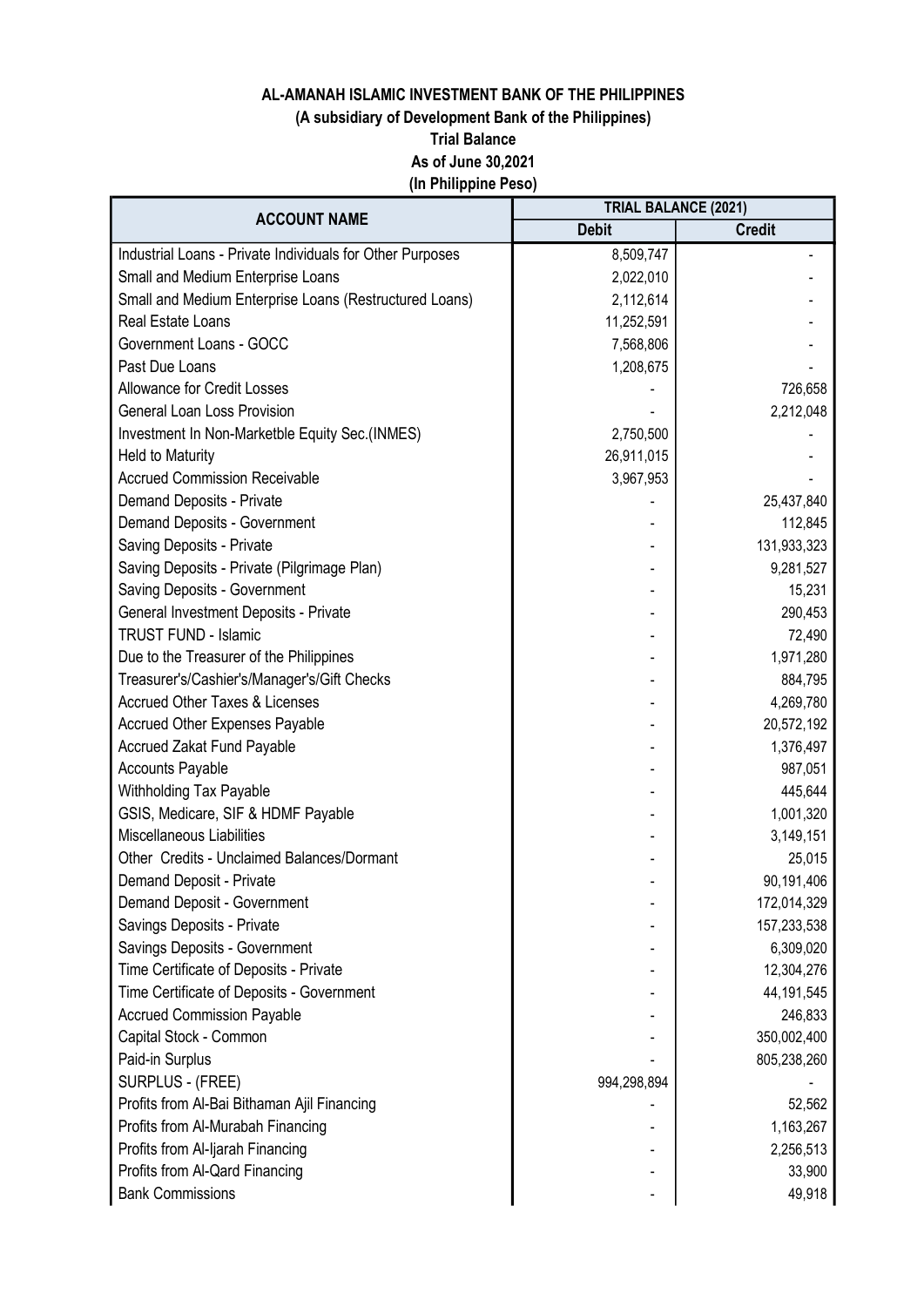**AL-AMANAH ISLAMIC INVESTMENT BANK OF THE PHILIPPINES**

**(A subsidiary of Development Bank of the Philippines)**

**Trial Balance**

**As of June 30,2021**

**(In Philippine Peso)**

| ACCOUNT NAME | TRIAL BALANCE (2021) | |
|---|---|---|
| | **Debit** | **Credit** |
| Industrial Loans - Private Individuals for Other Purposes | 8,509,747 | - |
| Small and Medium Enterprise Loans | 2,022,010 | - |
| Small and Medium Enterprise Loans (Restructured Loans) | 2,112,614 | - |
| Real Estate Loans | 11,252,591 | - |
| Government Loans - GOCC | 7,568,806 | - |
| Past Due Loans | 1,208,675 | - |
| Allowance for Credit Losses | - | 726,658 |
| General Loan Loss Provision | - | 2,212,048 |
| Investment In Non-Marketble Equity Sec.(INMES) | 2,750,500 | - |
| Held to Maturity | 26,911,015 | - |
| Accrued Commission Receivable | 3,967,953 | - |
| Demand Deposits - Private | - | 25,437,840 |
| Demand Deposits - Government | - | 112,845 |
| Saving Deposits - Private | - | 131,933,323 |
| Saving Deposits - Private (Pilgrimage Plan) | - | 9,281,527 |
| Saving Deposits - Government | - | 15,231 |
| General Investment Deposits - Private | - | 290,453 |
| TRUST FUND - Islamic | - | 72,490 |
| Due to the Treasurer of the Philippines | - | 1,971,280 |
| Treasurer's/Cashier's/Manager's/Gift Checks | - | 884,795 |
| Accrued Other Taxes & Licenses | - | 4,269,780 |
| Accrued Other Expenses Payable | - | 20,572,192 |
| Accrued Zakat Fund Payable | - | 1,376,497 |
| Accounts Payable | - | 987,051 |
| Withholding Tax Payable | - | 445,644 |
| GSIS, Medicare, SIF & HDMF Payable | - | 1,001,320 |
| Miscellaneous Liabilities | - | 3,149,151 |
| Other Credits - Unclaimed Balances/Dormant | - | 25,015 |
| Demand Deposit - Private | - | 90,191,406 |
| Demand Deposit - Government | - | 172,014,329 |
| Savings Deposits - Private | - | 157,233,538 |
| Savings Deposits - Government | - | 6,309,020 |
| Time Certificate of Deposits - Private | - | 12,304,276 |
| Time Certificate of Deposits - Government | - | 44,191,545 |
| Accrued Commission Payable | - | 246,833 |
| Capital Stock - Common | - | 350,002,400 |
| Paid-in Surplus | - | 805,238,260 |
| SURPLUS - (FREE) | 994,298,894 | - |
| Profits from Al-Bai Bithaman Ajil Financing | - | 52,562 |
| Profits from Al-Murabah Financing | - | 1,163,267 |
| Profits from Al-Ijarah Financing | - | 2,256,513 |
| Profits from Al-Qard Financing | - | 33,900 |
| Bank Commissions | - | 49,918 |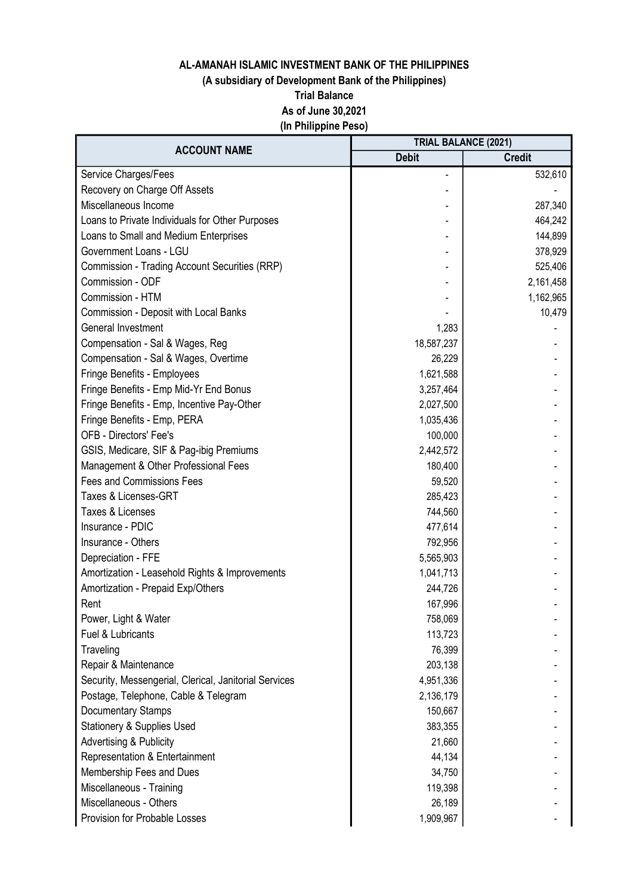**AL-AMANAH ISLAMIC INVESTMENT BANK OF THE PHILIPPINES**
**(A subsidiary of Development Bank of the Philippines)**
**Trial Balance**
**As of June 30,2021**
**(In Philippine Peso)**

| ACCOUNT NAME | TRIAL BALANCE (2021) | |
|---|---|---|
| | Debit | Credit |
| Service Charges/Fees | - | 532,610 |
| Recovery on Charge Off Assets | - | - |
| Miscellaneous Income | - | 287,340 |
| Loans to Private Individuals for Other Purposes | - | 464,242 |
| Loans to Small and Medium Enterprises | - | 144,899 |
| Government Loans - LGU | - | 378,929 |
| Commission - Trading Account Securities (RRP) | - | 525,406 |
| Commission - ODF | - | 2,161,458 |
| Commission - HTM | - | 1,162,965 |
| Commission - Deposit with Local Banks | - | 10,479 |
| General Investment | 1,283 | - |
| Compensation - Sal & Wages, Reg | 18,587,237 | - |
| Compensation - Sal & Wages, Overtime | 26,229 | - |
| Fringe Benefits - Employees | 1,621,588 | - |
| Fringe Benefits - Emp Mid-Yr End Bonus | 3,257,464 | - |
| Fringe Benefits - Emp, Incentive Pay-Other | 2,027,500 | - |
| Fringe Benefits - Emp, PERA | 1,035,436 | - |
| OFB - Directors' Fee's | 100,000 | - |
| GSIS, Medicare, SIF & Pag-ibig Premiums | 2,442,572 | - |
| Management & Other Professional Fees | 180,400 | - |
| Fees and Commissions Fees | 59,520 | - |
| Taxes & Licenses-GRT | 285,423 | - |
| Taxes & Licenses | 744,560 | - |
| Insurance - PDIC | 477,614 | - |
| Insurance - Others | 792,956 | - |
| Depreciation - FFE | 5,565,903 | - |
| Amortization - Leasehold Rights & Improvements | 1,041,713 | - |
| Amortization - Prepaid Exp/Others | 244,726 | - |
| Rent | 167,996 | - |
| Power, Light & Water | 758,069 | - |
| Fuel & Lubricants | 113,723 | - |
| Traveling | 76,399 | - |
| Repair & Maintenance | 203,138 | - |
| Security, Messengerial, Clerical, Janitorial Services | 4,951,336 | - |
| Postage, Telephone, Cable & Telegram | 2,136,179 | - |
| Documentary Stamps | 150,667 | - |
| Stationery & Supplies Used | 383,355 | - |
| Advertising & Publicity | 21,660 | - |
| Representation & Entertainment | 44,134 | - |
| Membership Fees and Dues | 34,750 | - |
| Miscellaneous - Training | 119,398 | - |
| Miscellaneous - Others | 26,189 | - |
| Provision for Probable Losses | 1,909,967 | - |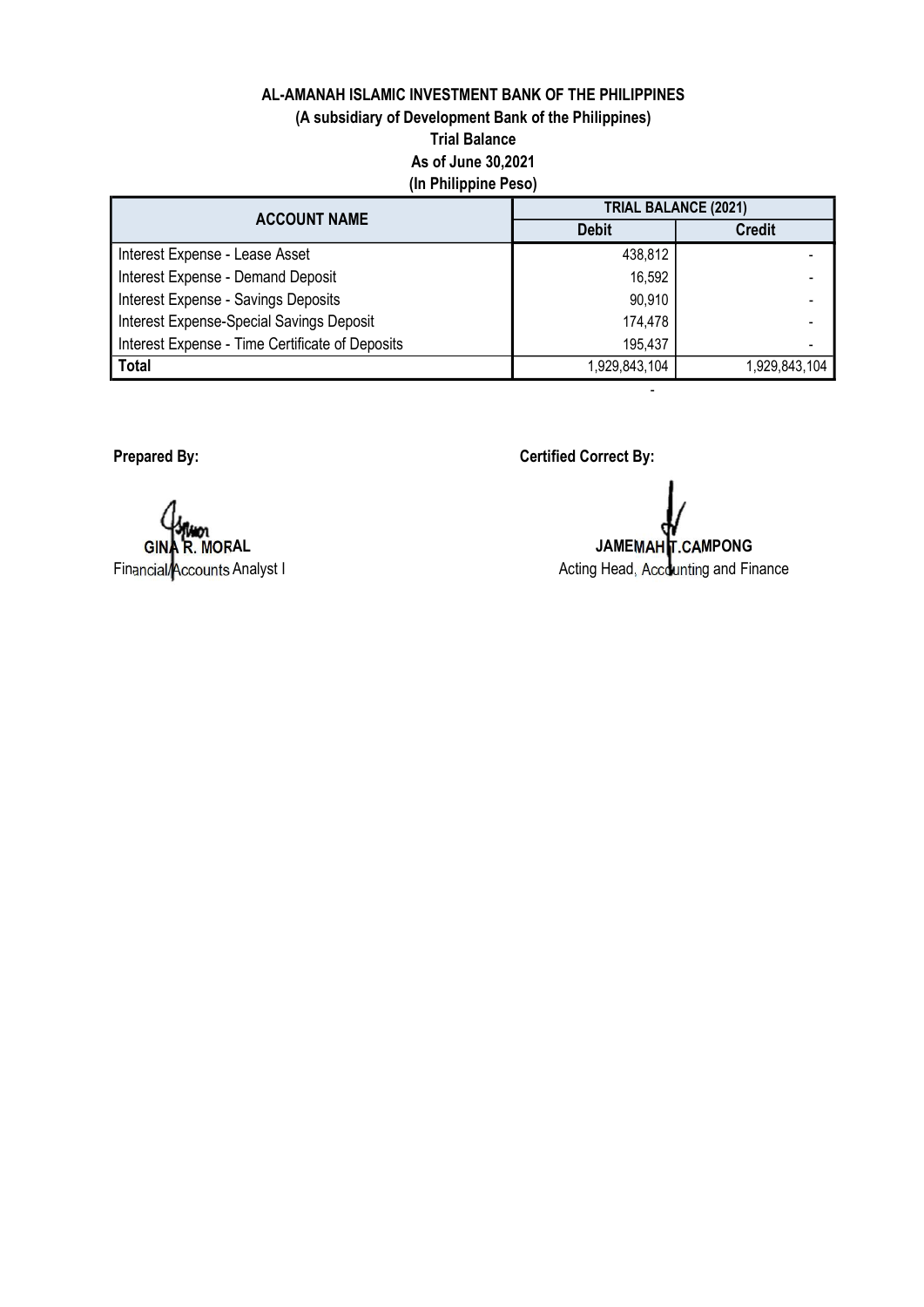**AL-AMANAH ISLAMIC INVESTMENT BANK OF THE PHILIPPINES**
**(A subsidiary of Development Bank of the Philippines)**
**Trial Balance**
**As of June 30,2021**
**(In Philippine Peso)**

| ACCOUNT NAME | TRIAL BALANCE (2021) | |
|---|---|---|
| | Debit | Credit |
| Interest Expense - Lease Asset | 438,812 | - |
| Interest Expense - Demand Deposit | 16,592 | - |
| Interest Expense - Savings Deposits | 90,910 | - |
| Interest Expense-Special Savings Deposit | 174,478 | - |
| Interest Expense - Time Certificate of Deposits | 195,437 | - |
| **Total** | 1,929,843,104 | 1,929,843,104 |
| | - | |

**Prepared By:**

GINA R. MORAL
Financial Accounts Analyst I

**Certified Correct By:**

JAMEMAH T.CAMPONG
Acting Head, Accounting and Finance